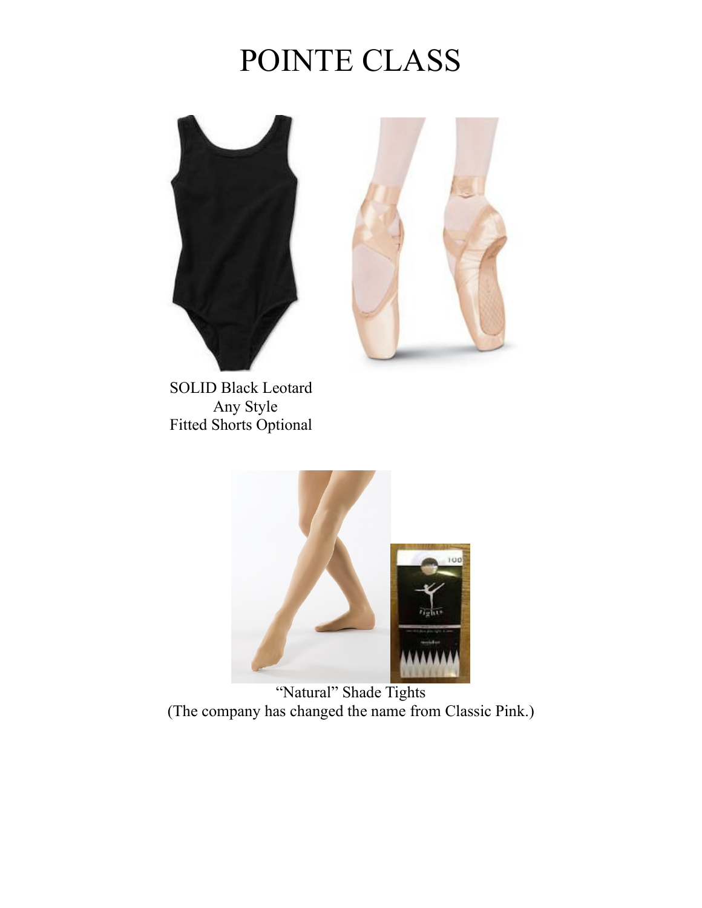# POINTE CLASS

SOLID Black Leotard
Any Style
Fitted Shorts Optional

"Natural" Shade Tights
(The company has changed the name from Classic Pink.)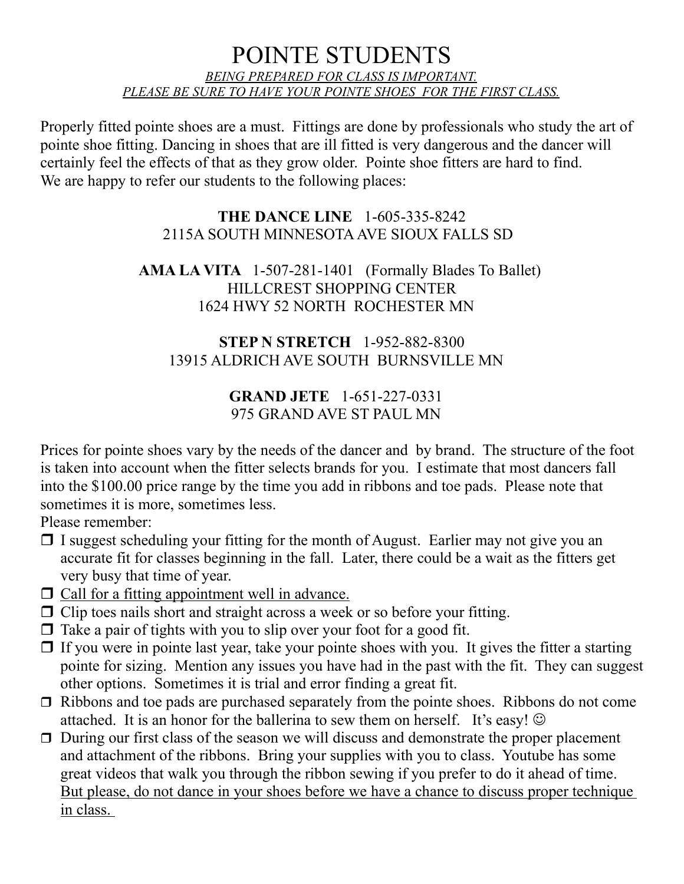# POINTE STUDENTS

*BEING PREPARED FOR CLASS IS IMPORTANT.*
*PLEASE BE SURE TO HAVE YOUR POINTE SHOES FOR THE FIRST CLASS.*

Properly fitted pointe shoes are a must. Fittings are done by professionals who study the art of pointe shoe fitting. Dancing in shoes that are ill fitted is very dangerous and the dancer will certainly feel the effects of that as they grow older. Pointe shoe fitters are hard to find. We are happy to refer our students to the following places:

**THE DANCE LINE** 1-605-335-8242
2115A SOUTH MINNESOTA AVE SIOUX FALLS SD

**AMA LA VITA** 1-507-281-1401 (Formally Blades To Ballet)
HILLCREST SHOPPING CENTER
1624 HWY 52 NORTH ROCHESTER MN

**STEP N STRETCH** 1-952-882-8300
13915 ALDRICH AVE SOUTH BURNSVILLE MN

**GRAND JETE** 1-651-227-0331
975 GRAND AVE ST PAUL MN

Prices for pointe shoes vary by the needs of the dancer and by brand. The structure of the foot is taken into account when the fitter selects brands for you. I estimate that most dancers fall into the $100.00 price range by the time you add in ribbons and toe pads. Please note that sometimes it is more, sometimes less.

Please remember:

- ❒ I suggest scheduling your fitting for the month of August. Earlier may not give you an accurate fit for classes beginning in the fall. Later, there could be a wait as the fitters get very busy that time of year.
- ❒ Call for a fitting appointment well in advance.
- ❒ Clip toes nails short and straight across a week or so before your fitting.
- ❒ Take a pair of tights with you to slip over your foot for a good fit.
- ❒ If you were in pointe last year, take your pointe shoes with you. It gives the fitter a starting pointe for sizing. Mention any issues you have had in the past with the fit. They can suggest other options. Sometimes it is trial and error finding a great fit.
- ❒ Ribbons and toe pads are purchased separately from the pointe shoes. Ribbons do not come attached. It is an honor for the ballerina to sew them on herself. It's easy! ☺
- ❒ During our first class of the season we will discuss and demonstrate the proper placement and attachment of the ribbons. Bring your supplies with you to class. Youtube has some great videos that walk you through the ribbon sewing if you prefer to do it ahead of time. But please, do not dance in your shoes before we have a chance to discuss proper technique in class.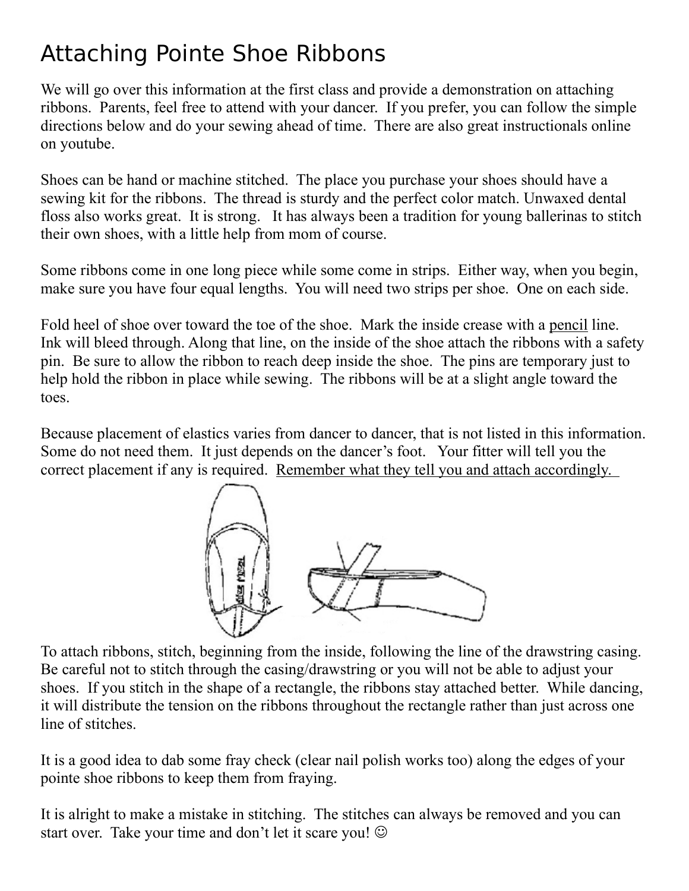# Attaching Pointe Shoe Ribbons

We will go over this information at the first class and provide a demonstration on attaching ribbons. Parents, feel free to attend with your dancer. If you prefer, you can follow the simple directions below and do your sewing ahead of time. There are also great instructionals online on youtube.

Shoes can be hand or machine stitched. The place you purchase your shoes should have a sewing kit for the ribbons. The thread is sturdy and the perfect color match. Unwaxed dental floss also works great. It is strong. It has always been a tradition for young ballerinas to stitch their own shoes, with a little help from mom of course.

Some ribbons come in one long piece while some come in strips. Either way, when you begin, make sure you have four equal lengths. You will need two strips per shoe. One on each side.

Fold heel of shoe over toward the toe of the shoe. Mark the inside crease with a <u>pencil</u> line. Ink will bleed through. Along that line, on the inside of the shoe attach the ribbons with a safety pin. Be sure to allow the ribbon to reach deep inside the shoe. The pins are temporary just to help hold the ribbon in place while sewing. The ribbons will be at a slight angle toward the toes.

Because placement of elastics varies from dancer to dancer, that is not listed in this information. Some do not need them. It just depends on the dancer's foot. Your fitter will tell you the correct placement if any is required. <u>Remember what they tell you and attach accordingly.</u>

To attach ribbons, stitch, beginning from the inside, following the line of the drawstring casing. Be careful not to stitch through the casing/drawstring or you will not be able to adjust your shoes. If you stitch in the shape of a rectangle, the ribbons stay attached better. While dancing, it will distribute the tension on the ribbons throughout the rectangle rather than just across one line of stitches.

It is a good idea to dab some fray check (clear nail polish works too) along the edges of your pointe shoe ribbons to keep them from fraying.

It is alright to make a mistake in stitching. The stitches can always be removed and you can start over. Take your time and don't let it scare you! ☺